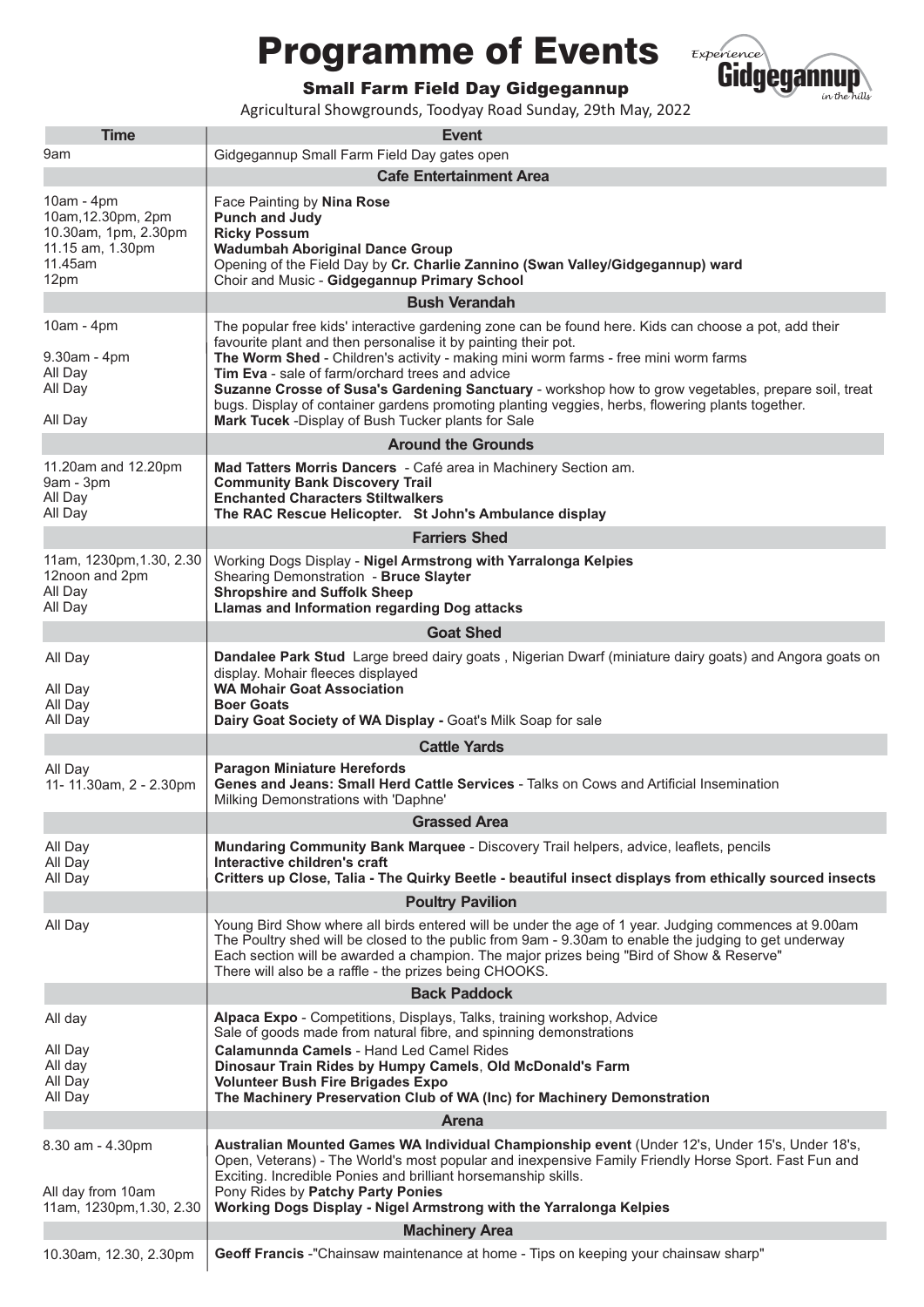# Programme of Events

## Small Farm Field Day Gidgegannup

Agricultural Showgrounds, Toodyay Road Sunday, 29th May, 2022

Experience Gidgegannup in the hills

| Time | Event |
|---|---|
| 9am | Gidgegannup Small Farm Field Day gates open |
| | **Cafe Entertainment Area** |
| 10am - 4pm | Face Painting by **Nina Rose** |
| 10am,12.30pm, 2pm | **Punch and Judy** |
| 10.30am, 1pm, 2.30pm | **Ricky Possum** |
| 11.15 am, 1.30pm | **Wadumbah Aboriginal Dance Group** |
| 11.45am | Opening of the Field Day by **Cr. Charlie Zannino (Swan Valley/Gidgegannup) ward** |
| 12pm | Choir and Music - **Gidgegannup Primary School** |
| | **Bush Verandah** |
| 10am - 4pm | The popular free kids' interactive gardening zone can be found here. Kids can choose a pot, add their favourite plant and then personalise it by painting their pot. |
| 9.30am - 4pm | **The Worm Shed** - Children's activity - making mini worm farms - free mini worm farms |
| All Day | **Tim Eva** - sale of farm/orchard trees and advice |
| All Day | **Suzanne Crosse of Susa's Gardening Sanctuary** - workshop how to grow vegetables, prepare soil, treat bugs. Display of container gardens promoting planting veggies, herbs, flowering plants together. |
| All Day | **Mark Tucek** -Display of Bush Tucker plants for Sale |
| | **Around the Grounds** |
| 11.20am and 12.20pm | **Mad Tatters Morris Dancers** - Café area in Machinery Section am. |
| 9am - 3pm | **Community Bank Discovery Trail** |
| All Day | **Enchanted Characters Stiltwalkers** |
| All Day | **The RAC Rescue Helicopter. St John's Ambulance display** |
| | **Farriers Shed** |
| 11am, 1230pm,1.30, 2.30 | Working Dogs Display - **Nigel Armstrong with Yarralonga Kelpies** |
| 12noon and 2pm | Shearing Demonstration - **Bruce Slayter** |
| All Day | **Shropshire and Suffolk Sheep** |
| All Day | **Llamas and Information regarding Dog attacks** |
| | **Goat Shed** |
| All Day | **Dandalee Park Stud** Large breed dairy goats , Nigerian Dwarf (miniature dairy goats) and Angora goats on display. Mohair fleeces displayed |
| All Day | **WA Mohair Goat Association** |
| All Day | **Boer Goats** |
| All Day | **Dairy Goat Society of WA Display -** Goat's Milk Soap for sale |
| | **Cattle Yards** |
| All Day | **Paragon Miniature Herefords** |
| 11- 11.30am, 2 - 2.30pm | **Genes and Jeans: Small Herd Cattle Services** - Talks on Cows and Artificial Insemination Milking Demonstrations with 'Daphne' |
| | **Grassed Area** |
| All Day | **Mundaring Community Bank Marquee** - Discovery Trail helpers, advice, leaflets, pencils |
| All Day | **Interactive children's craft** |
| All Day | **Critters up Close, Talia - The Quirky Beetle - beautiful insect displays from ethically sourced insects** |
| | **Poultry Pavilion** |
| All Day | Young Bird Show where all birds entered will be under the age of 1 year. Judging commences at 9.00am The Poultry shed will be closed to the public from 9am - 9.30am to enable the judging to get underway Each section will be awarded a champion. The major prizes being "Bird of Show & Reserve" There will also be a raffle - the prizes being CHOOKS. |
| | **Back Paddock** |
| All day | **Alpaca Expo** - Competitions, Displays, Talks, training workshop, Advice Sale of goods made from natural fibre, and spinning demonstrations |
| All Day | **Calamunnda Camels** - Hand Led Camel Rides |
| All day | **Dinosaur Train Rides by Humpy Camels**, **Old McDonald's Farm** |
| All Day | **Volunteer Bush Fire Brigades Expo** |
| All Day | **The Machinery Preservation Club of WA (Inc) for Machinery Demonstration** |
| | **Arena** |
| 8.30 am - 4.30pm | **Australian Mounted Games WA Individual Championship event** (Under 12's, Under 15's, Under 18's, Open, Veterans) - The World's most popular and inexpensive Family Friendly Horse Sport. Fast Fun and Exciting. Incredible Ponies and brilliant horsemanship skills. |
| All day from 10am | Pony Rides by **Patchy Party Ponies** |
| 11am, 1230pm,1.30, 2.30 | **Working Dogs Display - Nigel Armstrong with the Yarralonga Kelpies** |
| | **Machinery Area** |
| 10.30am, 12.30, 2.30pm | **Geoff Francis** -"Chainsaw maintenance at home - Tips on keeping your chainsaw sharp" |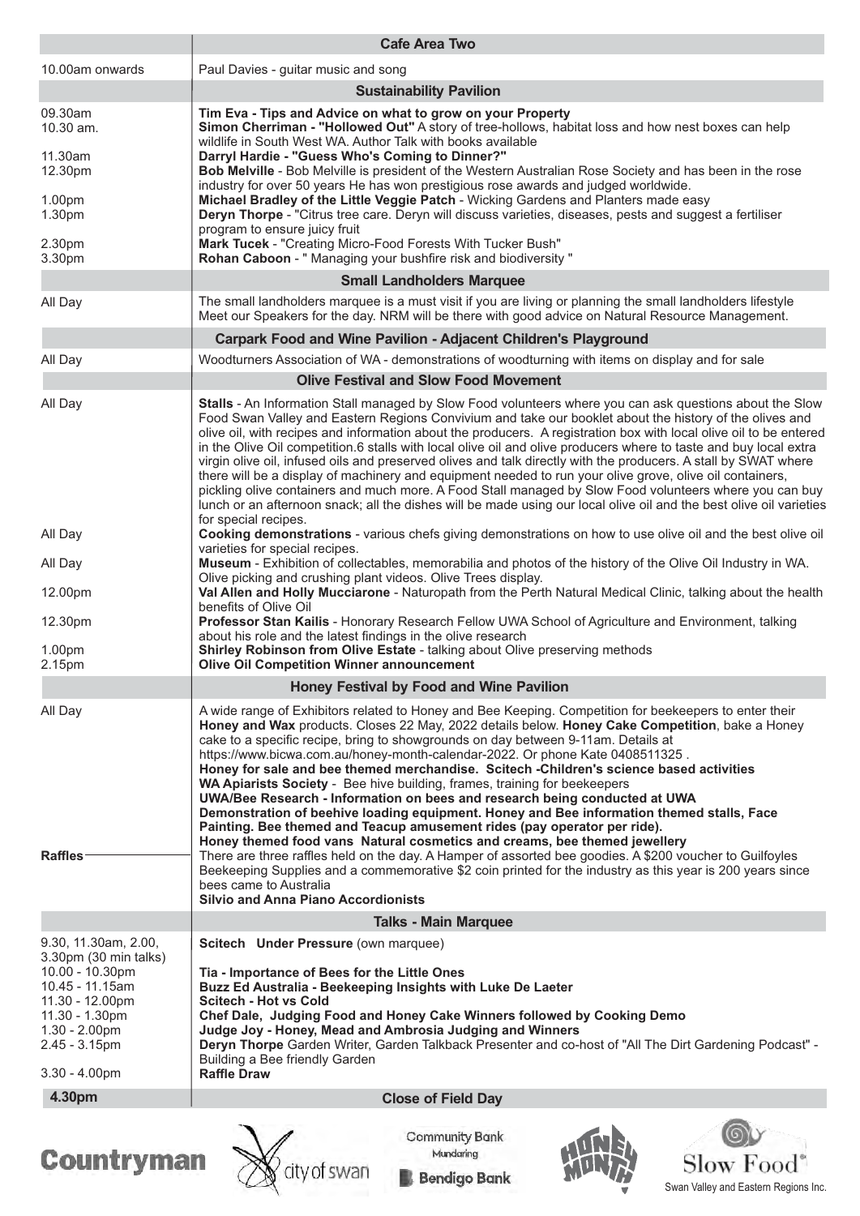| | |
|---|---|
| | **Cafe Area Two** |
| 10.00am onwards | Paul Davies - guitar music and song |
| | **Sustainability Pavilion** |
| 09.30am | **Tim Eva - Tips and Advice on what to grow on your Property** |
| 10.30 am. | **Simon Cherriman - "Hollowed Out"** A story of tree-hollows, habitat loss and how nest boxes can help wildlife in South West WA. Author Talk with books available |
| 11.30am | **Darryl Hardie - "Guess Who's Coming to Dinner?"** |
| 12.30pm | **Bob Melville** - Bob Melville is president of the Western Australian Rose Society and has been in the rose industry for over 50 years He has won prestigious rose awards and judged worldwide. |
| 1.00pm | **Michael Bradley of the Little Veggie Patch** - Wicking Gardens and Planters made easy |
| 1.30pm | **Deryn Thorpe** - "Citrus tree care. Deryn will discuss varieties, diseases, pests and suggest a fertiliser program to ensure juicy fruit |
| 2.30pm | **Mark Tucek** - "Creating Micro-Food Forests With Tucker Bush" |
| 3.30pm | **Rohan Caboon** - " Managing your bushfire risk and biodiversity " |
| | **Small Landholders Marquee** |
| All Day | The small landholders marquee is a must visit if you are living or planning the small landholders lifestyle Meet our Speakers for the day. NRM will be there with good advice on Natural Resource Management. |
| | **Carpark Food and Wine Pavilion - Adjacent Children's Playground** |
| All Day | Woodturners Association of WA - demonstrations of woodturning with items on display and for sale |
| | **Olive Festival and Slow Food Movement** |
| All Day | **Stalls** - An Information Stall managed by Slow Food volunteers where you can ask questions about the Slow Food Swan Valley and Eastern Regions Convivium and take our booklet about the history of the olives and olive oil, with recipes and information about the producers. A registration box with local olive oil to be entered in the Olive Oil competition.6 stalls with local olive oil and olive producers where to taste and buy local extra virgin olive oil, infused oils and preserved olives and talk directly with the producers. A stall by SWAT where there will be a display of machinery and equipment needed to run your olive grove, olive oil containers, pickling olive containers and much more. A Food Stall managed by Slow Food volunteers where you can buy lunch or an afternoon snack; all the dishes will be made using our local olive oil and the best olive oil varieties for special recipes. |
| All Day | **Cooking demonstrations** - various chefs giving demonstrations on how to use olive oil and the best olive oil varieties for special recipes. |
| All Day | **Museum** - Exhibition of collectables, memorabilia and photos of the history of the Olive Oil Industry in WA. Olive picking and crushing plant videos. Olive Trees display. |
| 12.00pm | **Val Allen and Holly Mucciarone** - Naturopath from the Perth Natural Medical Clinic, talking about the health benefits of Olive Oil |
| 12.30pm | **Professor Stan Kailis** - Honorary Research Fellow UWA School of Agriculture and Environment, talking about his role and the latest findings in the olive research |
| 1.00pm | **Shirley Robinson from Olive Estate** - talking about Olive preserving methods |
| 2.15pm | **Olive Oil Competition Winner announcement** |
| | **Honey Festival by Food and Wine Pavilion** |
| All Day | A wide range of Exhibitors related to Honey and Bee Keeping. Competition for beekeepers to enter their **Honey and Wax** products. Closes 22 May, 2022 details below. **Honey Cake Competition**, bake a Honey cake to a specific recipe, bring to showgrounds on day between 9-11am. Details at https://www.bicwa.com.au/honey-month-calendar-2022. Or phone Kate 0408511325 . **Honey for sale and bee themed merchandise. Scitech -Children's science based activities** **WA Apiarists Society** - Bee hive building, frames, training for beekeepers **UWA/Bee Research - Information on bees and research being conducted at UWA** **Demonstration of beehive loading equipment. Honey and Bee information themed stalls, Face Painting. Bee themed and Teacup amusement rides (pay operator per ride).** **Honey themed food vans Natural cosmetics and creams, bee themed jewellery** |
| **Raffles** | There are three raffles held on the day. A Hamper of assorted bee goodies. A $200 voucher to Guilfoyles Beekeeping Supplies and a commemorative $2 coin printed for the industry as this year is 200 years since bees came to Australia **Silvio and Anna Piano Accordionists** |
| | **Talks - Main Marquee** |
| 9.30, 11.30am, 2.00, 3.30pm (30 min talks) | **Scitech Under Pressure** (own marquee) |
| 10.00 - 10.30pm | **Tia - Importance of Bees for the Little Ones** |
| 10.45 - 11.15am | **Buzz Ed Australia - Beekeeping Insights with Luke De Laeter** |
| 11.30 - 12.00pm | **Scitech - Hot vs Cold** |
| 11.30 - 1.30pm | **Chef Dale, Judging Food and Honey Cake Winners followed by Cooking Demo** |
| 1.30 - 2.00pm | **Judge Joy - Honey, Mead and Ambrosia Judging and Winners** |
| 2.45 - 3.15pm | **Deryn Thorpe** Garden Writer, Garden Talkback Presenter and co-host of "All The Dirt Gardening Podcast" - Building a Bee friendly Garden |
| 3.30 - 4.00pm | **Raffle Draw** |
| **4.30pm** | **Close of Field Day** |

Countryman | city of swan | Community Bank Mundaring Bendigo Bank | Honey Month | Slow Food Swan Valley and Eastern Regions Inc.